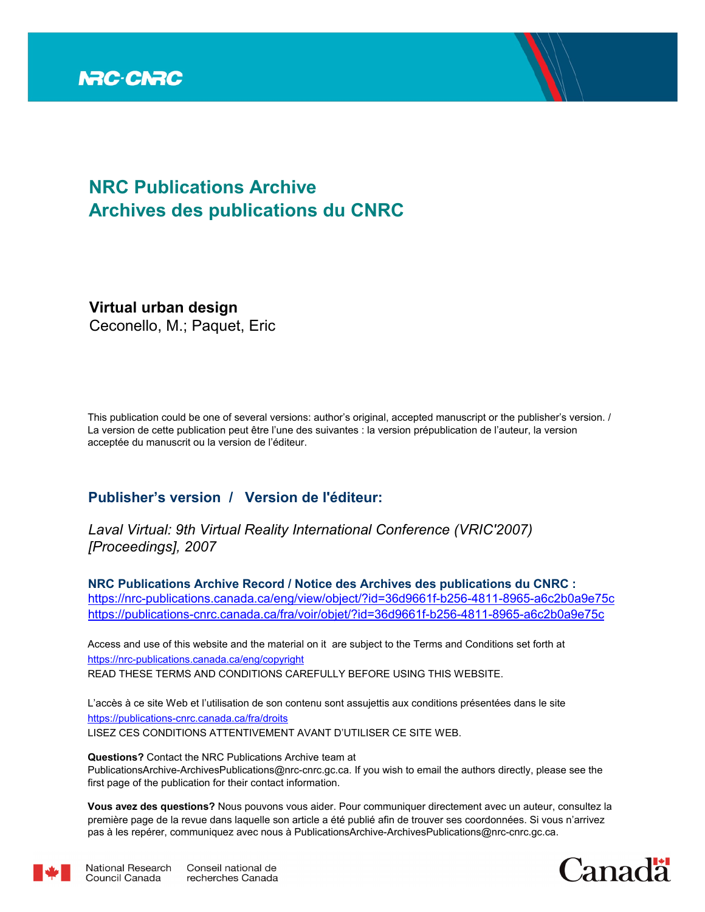NRC-CNRC

# NRC Publications Archive
# Archives des publications du CNRC

**Virtual urban design**
Ceconello, M.; Paquet, Eric

This publication could be one of several versions: author's original, accepted manuscript or the publisher's version. / La version de cette publication peut être l'une des suivantes : la version prépublication de l'auteur, la version acceptée du manuscrit ou la version de l'éditeur.

## Publisher's version / Version de l'éditeur:

*Laval Virtual: 9th Virtual Reality International Conference (VRIC'2007) [Proceedings], 2007*

**NRC Publications Archive Record / Notice des Archives des publications du CNRC :**
https://nrc-publications.canada.ca/eng/view/object/?id=36d9661f-b256-4811-8965-a6c2b0a9e75c
https://publications-cnrc.canada.ca/fra/voir/objet/?id=36d9661f-b256-4811-8965-a6c2b0a9e75c

Access and use of this website and the material on it are subject to the Terms and Conditions set forth at
https://nrc-publications.canada.ca/eng/copyright
READ THESE TERMS AND CONDITIONS CAREFULLY BEFORE USING THIS WEBSITE.

L'accès à ce site Web et l'utilisation de son contenu sont assujettis aux conditions présentées dans le site
https://publications-cnrc.canada.ca/fra/droits
LISEZ CES CONDITIONS ATTENTIVEMENT AVANT D'UTILISER CE SITE WEB.

**Questions?** Contact the NRC Publications Archive team at
PublicationsArchive-ArchivesPublications@nrc-cnrc.gc.ca. If you wish to email the authors directly, please see the first page of the publication for their contact information.

**Vous avez des questions?** Nous pouvons vous aider. Pour communiquer directement avec un auteur, consultez la première page de la revue dans laquelle son article a été publié afin de trouver ses coordonnées. Si vous n'arrivez pas à les repérer, communiquez avec nous à PublicationsArchive-ArchivesPublications@nrc-cnrc.gc.ca.

National Research Council Canada | Conseil national de recherches Canada

Canada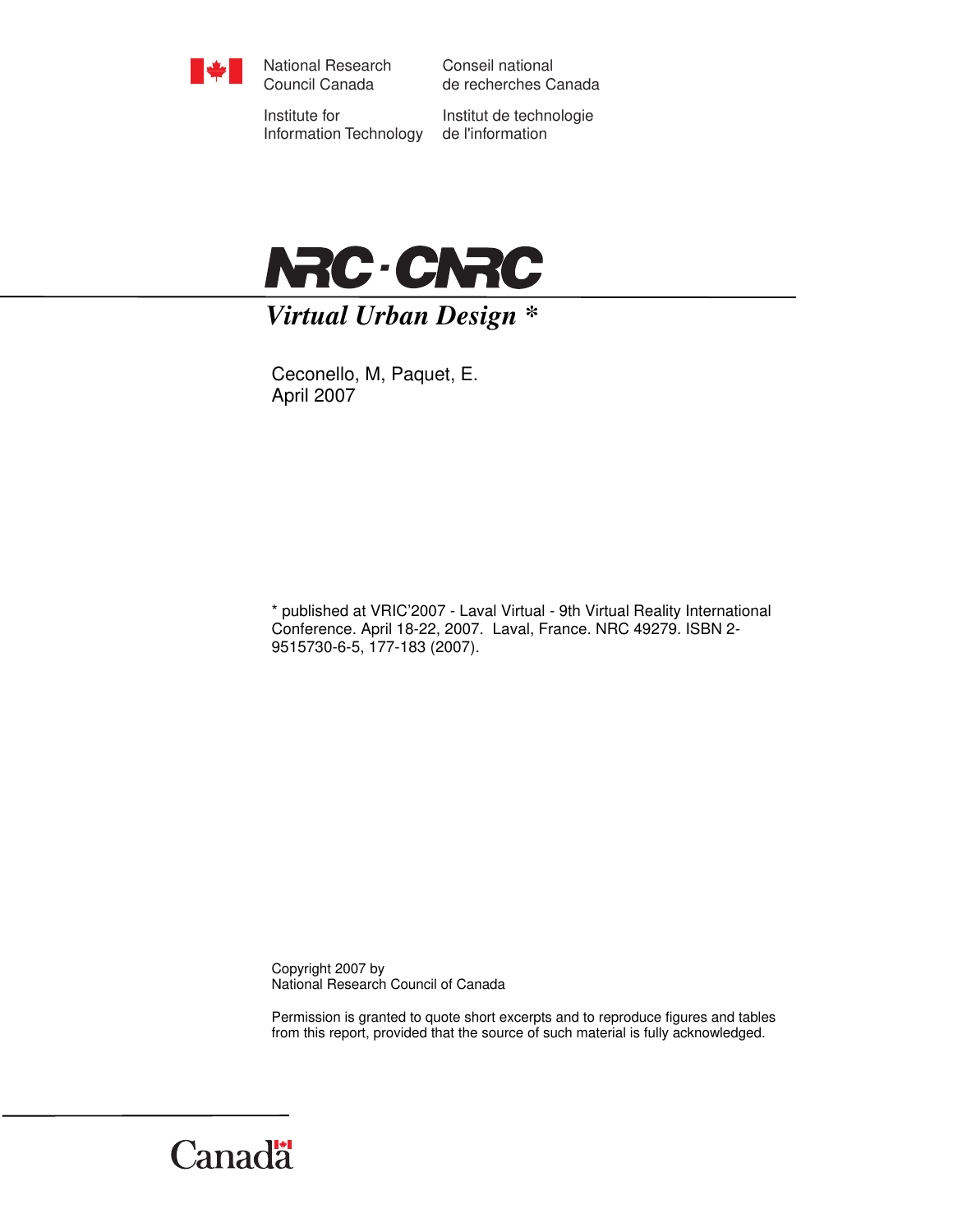National Research Council Canada

Conseil national de recherches Canada

Institute for Information Technology

Institut de technologie de l'information

NRC · CNRC

# *Virtual Urban Design* *

Ceconello, M, Paquet, E.
April 2007

* published at VRIC'2007 - Laval Virtual - 9th Virtual Reality International Conference. April 18-22, 2007. Laval, France. NRC 49279. ISBN 2-9515730-6-5, 177-183 (2007).

Copyright 2007 by
National Research Council of Canada

Permission is granted to quote short excerpts and to reproduce figures and tables from this report, provided that the source of such material is fully acknowledged.

Canada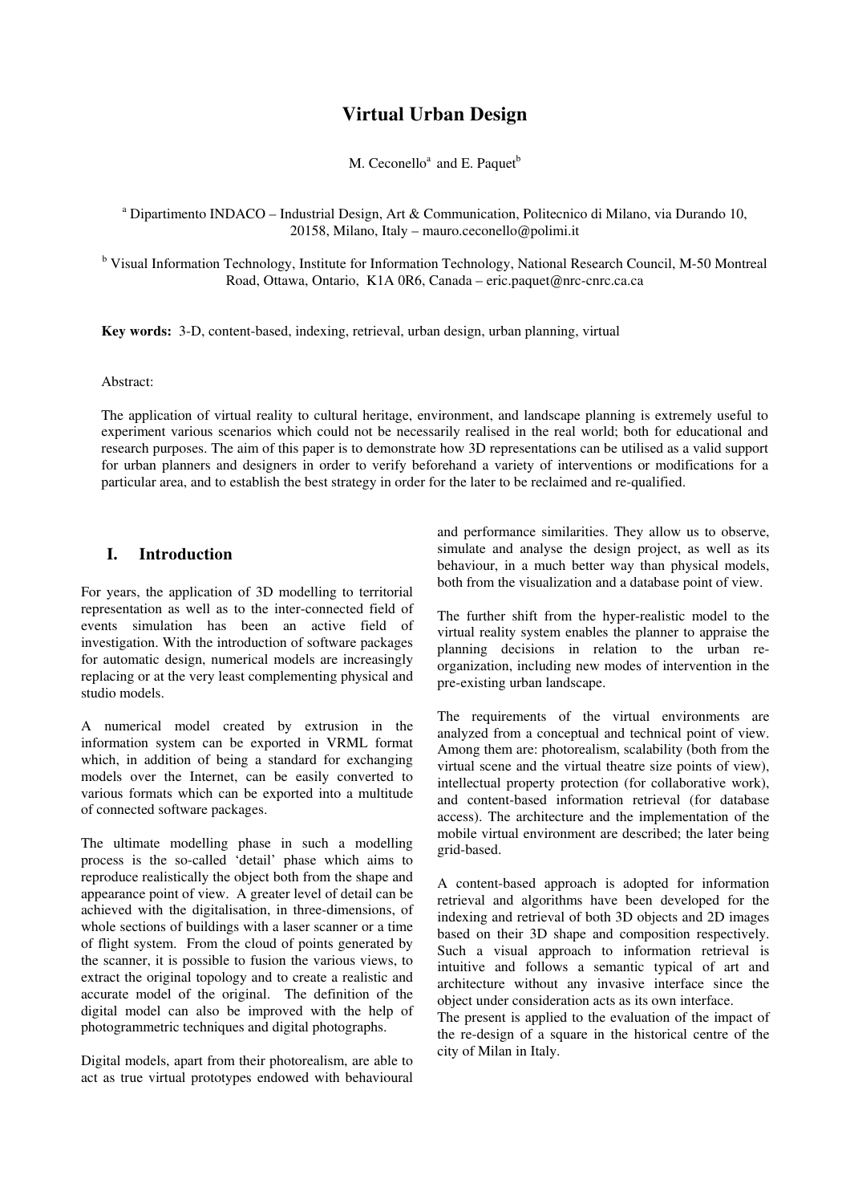# Virtual Urban Design

M. Ceconello[a] and E. Paquet[b]

[a] Dipartimento INDACO – Industrial Design, Art & Communication, Politecnico di Milano, via Durando 10, 20158, Milano, Italy – mauro.ceconello@polimi.it

[b] Visual Information Technology, Institute for Information Technology, National Research Council, M-50 Montreal Road, Ottawa, Ontario, K1A 0R6, Canada – eric.paquet@nrc-cnrc.ca.ca

**Key words:** 3-D, content-based, indexing, retrieval, urban design, urban planning, virtual

Abstract:

The application of virtual reality to cultural heritage, environment, and landscape planning is extremely useful to experiment various scenarios which could not be necessarily realised in the real world; both for educational and research purposes. The aim of this paper is to demonstrate how 3D representations can be utilised as a valid support for urban planners and designers in order to verify beforehand a variety of interventions or modifications for a particular area, and to establish the best strategy in order for the later to be reclaimed and re-qualified.

## I. Introduction

For years, the application of 3D modelling to territorial representation as well as to the inter-connected field of events simulation has been an active field of investigation. With the introduction of software packages for automatic design, numerical models are increasingly replacing or at the very least complementing physical and studio models.

A numerical model created by extrusion in the information system can be exported in VRML format which, in addition of being a standard for exchanging models over the Internet, can be easily converted to various formats which can be exported into a multitude of connected software packages.

The ultimate modelling phase in such a modelling process is the so-called 'detail' phase which aims to reproduce realistically the object both from the shape and appearance point of view. A greater level of detail can be achieved with the digitalisation, in three-dimensions, of whole sections of buildings with a laser scanner or a time of flight system. From the cloud of points generated by the scanner, it is possible to fusion the various views, to extract the original topology and to create a realistic and accurate model of the original. The definition of the digital model can also be improved with the help of photogrammetric techniques and digital photographs.

Digital models, apart from their photorealism, are able to act as true virtual prototypes endowed with behavioural and performance similarities. They allow us to observe, simulate and analyse the design project, as well as its behaviour, in a much better way than physical models, both from the visualization and a database point of view.

The further shift from the hyper-realistic model to the virtual reality system enables the planner to appraise the planning decisions in relation to the urban re-organization, including new modes of intervention in the pre-existing urban landscape.

The requirements of the virtual environments are analyzed from a conceptual and technical point of view. Among them are: photorealism, scalability (both from the virtual scene and the virtual theatre size points of view), intellectual property protection (for collaborative work), and content-based information retrieval (for database access). The architecture and the implementation of the mobile virtual environment are described; the later being grid-based.

A content-based approach is adopted for information retrieval and algorithms have been developed for the indexing and retrieval of both 3D objects and 2D images based on their 3D shape and composition respectively. Such a visual approach to information retrieval is intuitive and follows a semantic typical of art and architecture without any invasive interface since the object under consideration acts as its own interface.
The present is applied to the evaluation of the impact of the re-design of a square in the historical centre of the city of Milan in Italy.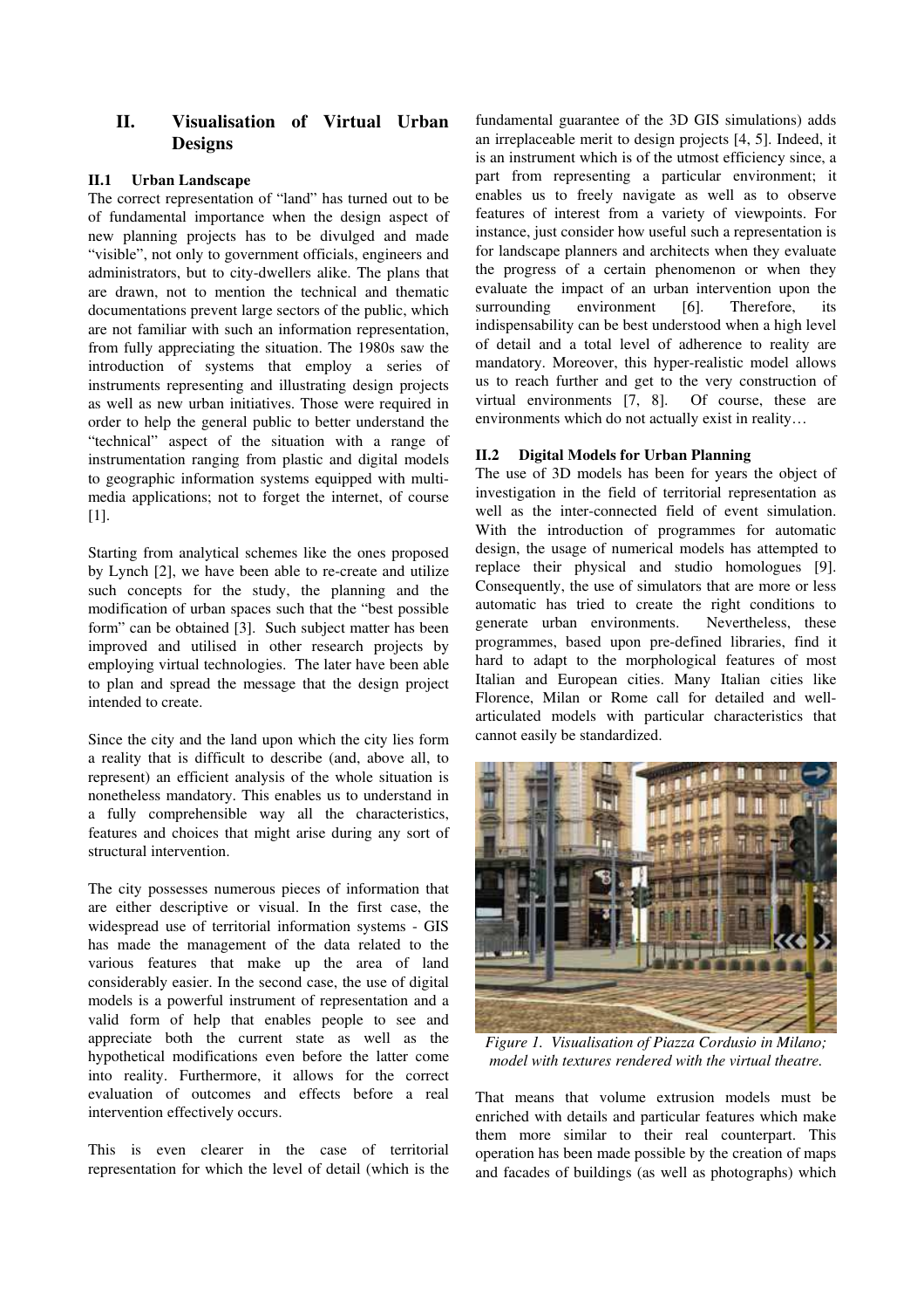## II. Visualisation of Virtual Urban Designs

### II.1 Urban Landscape

The correct representation of "land" has turned out to be of fundamental importance when the design aspect of new planning projects has to be divulged and made "visible", not only to government officials, engineers and administrators, but to city-dwellers alike. The plans that are drawn, not to mention the technical and thematic documentations prevent large sectors of the public, which are not familiar with such an information representation, from fully appreciating the situation. The 1980s saw the introduction of systems that employ a series of instruments representing and illustrating design projects as well as new urban initiatives. Those were required in order to help the general public to better understand the "technical" aspect of the situation with a range of instrumentation ranging from plastic and digital models to geographic information systems equipped with multi-media applications; not to forget the internet, of course [1].

Starting from analytical schemes like the ones proposed by Lynch [2], we have been able to re-create and utilize such concepts for the study, the planning and the modification of urban spaces such that the "best possible form" can be obtained [3]. Such subject matter has been improved and utilised in other research projects by employing virtual technologies. The later have been able to plan and spread the message that the design project intended to create.

Since the city and the land upon which the city lies form a reality that is difficult to describe (and, above all, to represent) an efficient analysis of the whole situation is nonetheless mandatory. This enables us to understand in a fully comprehensible way all the characteristics, features and choices that might arise during any sort of structural intervention.

The city possesses numerous pieces of information that are either descriptive or visual. In the first case, the widespread use of territorial information systems - GIS has made the management of the data related to the various features that make up the area of land considerably easier. In the second case, the use of digital models is a powerful instrument of representation and a valid form of help that enables people to see and appreciate both the current state as well as the hypothetical modifications even before the latter come into reality. Furthermore, it allows for the correct evaluation of outcomes and effects before a real intervention effectively occurs.

This is even clearer in the case of territorial representation for which the level of detail (which is the fundamental guarantee of the 3D GIS simulations) adds an irreplaceable merit to design projects [4, 5]. Indeed, it is an instrument which is of the utmost efficiency since, a part from representing a particular environment; it enables us to freely navigate as well as to observe features of interest from a variety of viewpoints. For instance, just consider how useful such a representation is for landscape planners and architects when they evaluate the progress of a certain phenomenon or when they evaluate the impact of an urban intervention upon the surrounding environment [6]. Therefore, its indispensability can be best understood when a high level of detail and a total level of adherence to reality are mandatory. Moreover, this hyper-realistic model allows us to reach further and get to the very construction of virtual environments [7, 8]. Of course, these are environments which do not actually exist in reality…

### II.2 Digital Models for Urban Planning

The use of 3D models has been for years the object of investigation in the field of territorial representation as well as the inter-connected field of event simulation. With the introduction of programmes for automatic design, the usage of numerical models has attempted to replace their physical and studio homologues [9]. Consequently, the use of simulators that are more or less automatic has tried to create the right conditions to generate urban environments. Nevertheless, these programmes, based upon pre-defined libraries, find it hard to adapt to the morphological features of most Italian and European cities. Many Italian cities like Florence, Milan or Rome call for detailed and well-articulated models with particular characteristics that cannot easily be standardized.

*Figure 1. Visualisation of Piazza Cordusio in Milano; model with textures rendered with the virtual theatre.*

That means that volume extrusion models must be enriched with details and particular features which make them more similar to their real counterpart. This operation has been made possible by the creation of maps and facades of buildings (as well as photographs) which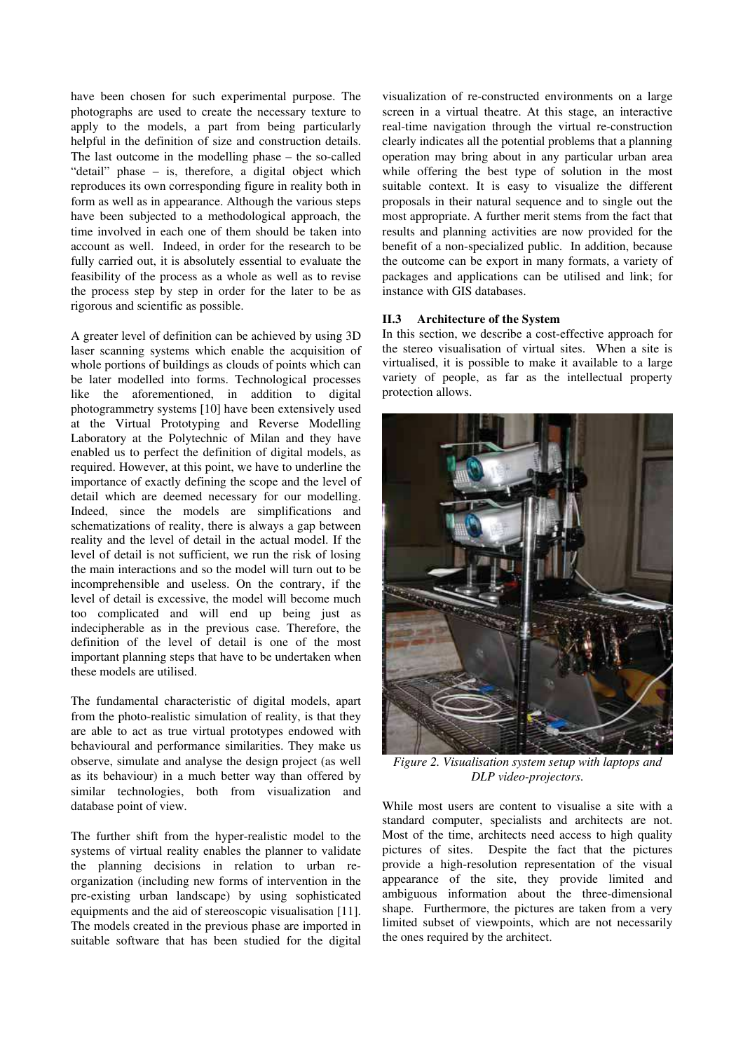have been chosen for such experimental purpose. The photographs are used to create the necessary texture to apply to the models, a part from being particularly helpful in the definition of size and construction details. The last outcome in the modelling phase – the so-called "detail" phase – is, therefore, a digital object which reproduces its own corresponding figure in reality both in form as well as in appearance. Although the various steps have been subjected to a methodological approach, the time involved in each one of them should be taken into account as well. Indeed, in order for the research to be fully carried out, it is absolutely essential to evaluate the feasibility of the process as a whole as well as to revise the process step by step in order for the later to be as rigorous and scientific as possible.

A greater level of definition can be achieved by using 3D laser scanning systems which enable the acquisition of whole portions of buildings as clouds of points which can be later modelled into forms. Technological processes like the aforementioned, in addition to digital photogrammetry systems [10] have been extensively used at the Virtual Prototyping and Reverse Modelling Laboratory at the Polytechnic of Milan and they have enabled us to perfect the definition of digital models, as required. However, at this point, we have to underline the importance of exactly defining the scope and the level of detail which are deemed necessary for our modelling. Indeed, since the models are simplifications and schematizations of reality, there is always a gap between reality and the level of detail in the actual model. If the level of detail is not sufficient, we run the risk of losing the main interactions and so the model will turn out to be incomprehensible and useless. On the contrary, if the level of detail is excessive, the model will become much too complicated and will end up being just as indecipherable as in the previous case. Therefore, the definition of the level of detail is one of the most important planning steps that have to be undertaken when these models are utilised.

The fundamental characteristic of digital models, apart from the photo-realistic simulation of reality, is that they are able to act as true virtual prototypes endowed with behavioural and performance similarities. They make us observe, simulate and analyse the design project (as well as its behaviour) in a much better way than offered by similar technologies, both from visualization and database point of view.

The further shift from the hyper-realistic model to the systems of virtual reality enables the planner to validate the planning decisions in relation to urban re-organization (including new forms of intervention in the pre-existing urban landscape) by using sophisticated equipments and the aid of stereoscopic visualisation [11]. The models created in the previous phase are imported in suitable software that has been studied for the digital visualization of re-constructed environments on a large screen in a virtual theatre. At this stage, an interactive real-time navigation through the virtual re-construction clearly indicates all the potential problems that a planning operation may bring about in any particular urban area while offering the best type of solution in the most suitable context. It is easy to visualize the different proposals in their natural sequence and to single out the most appropriate. A further merit stems from the fact that results and planning activities are now provided for the benefit of a non-specialized public. In addition, because the outcome can be export in many formats, a variety of packages and applications can be utilised and link; for instance with GIS databases.

### II.3 Architecture of the System

In this section, we describe a cost-effective approach for the stereo visualisation of virtual sites. When a site is virtualised, it is possible to make it available to a large variety of people, as far as the intellectual property protection allows.

*Figure 2. Visualisation system setup with laptops and DLP video-projectors.*

While most users are content to visualise a site with a standard computer, specialists and architects are not. Most of the time, architects need access to high quality pictures of sites. Despite the fact that the pictures provide a high-resolution representation of the visual appearance of the site, they provide limited and ambiguous information about the three-dimensional shape. Furthermore, the pictures are taken from a very limited subset of viewpoints, which are not necessarily the ones required by the architect.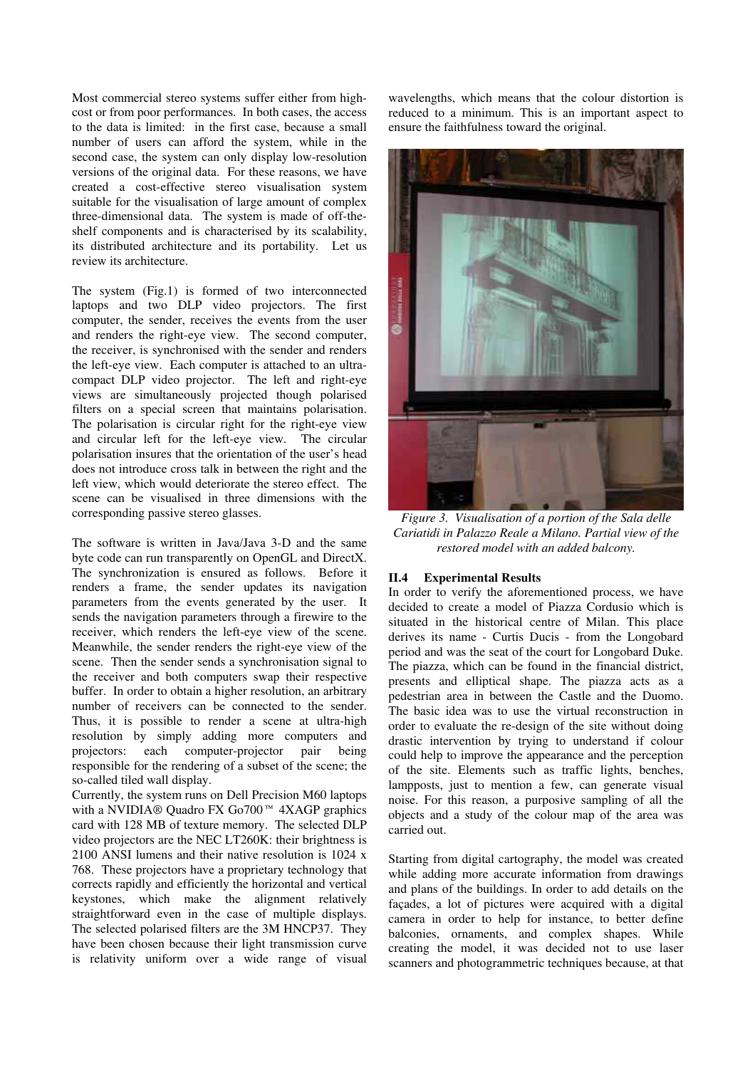Most commercial stereo systems suffer either from high-cost or from poor performances. In both cases, the access to the data is limited: in the first case, because a small number of users can afford the system, while in the second case, the system can only display low-resolution versions of the original data. For these reasons, we have created a cost-effective stereo visualisation system suitable for the visualisation of large amount of complex three-dimensional data. The system is made of off-the-shelf components and is characterised by its scalability, its distributed architecture and its portability. Let us review its architecture.

The system (Fig.1) is formed of two interconnected laptops and two DLP video projectors. The first computer, the sender, receives the events from the user and renders the right-eye view. The second computer, the receiver, is synchronised with the sender and renders the left-eye view. Each computer is attached to an ultra-compact DLP video projector. The left and right-eye views are simultaneously projected though polarised filters on a special screen that maintains polarisation. The polarisation is circular right for the right-eye view and circular left for the left-eye view. The circular polarisation insures that the orientation of the user's head does not introduce cross talk in between the right and the left view, which would deteriorate the stereo effect. The scene can be visualised in three dimensions with the corresponding passive stereo glasses.

The software is written in Java/Java 3-D and the same byte code can run transparently on OpenGL and DirectX. The synchronization is ensured as follows. Before it renders a frame, the sender updates its navigation parameters from the events generated by the user. It sends the navigation parameters through a firewire to the receiver, which renders the left-eye view of the scene. Meanwhile, the sender renders the right-eye view of the scene. Then the sender sends a synchronisation signal to the receiver and both computers swap their respective buffer. In order to obtain a higher resolution, an arbitrary number of receivers can be connected to the sender. Thus, it is possible to render a scene at ultra-high resolution by simply adding more computers and projectors: each computer-projector pair being responsible for the rendering of a subset of the scene; the so-called tiled wall display.

Currently, the system runs on Dell Precision M60 laptops with a NVIDIA® Quadro FX Go700™ 4XAGP graphics card with 128 MB of texture memory. The selected DLP video projectors are the NEC LT260K: their brightness is 2100 ANSI lumens and their native resolution is 1024 x 768. These projectors have a proprietary technology that corrects rapidly and efficiently the horizontal and vertical keystones, which make the alignment relatively straightforward even in the case of multiple displays. The selected polarised filters are the 3M HNCP37. They have been chosen because their light transmission curve is relativity uniform over a wide range of visual wavelengths, which means that the colour distortion is reduced to a minimum. This is an important aspect to ensure the faithfulness toward the original.

*Figure 3. Visualisation of a portion of the Sala delle Cariatidi in Palazzo Reale a Milano. Partial view of the restored model with an added balcony.*

### II.4 Experimental Results

In order to verify the aforementioned process, we have decided to create a model of Piazza Cordusio which is situated in the historical centre of Milan. This place derives its name - Curtis Ducis - from the Longobard period and was the seat of the court for Longobard Duke. The piazza, which can be found in the financial district, presents and elliptical shape. The piazza acts as a pedestrian area in between the Castle and the Duomo. The basic idea was to use the virtual reconstruction in order to evaluate the re-design of the site without doing drastic intervention by trying to understand if colour could help to improve the appearance and the perception of the site. Elements such as traffic lights, benches, lampposts, just to mention a few, can generate visual noise. For this reason, a purposive sampling of all the objects and a study of the colour map of the area was carried out.

Starting from digital cartography, the model was created while adding more accurate information from drawings and plans of the buildings. In order to add details on the façades, a lot of pictures were acquired with a digital camera in order to help for instance, to better define balconies, ornaments, and complex shapes. While creating the model, it was decided not to use laser scanners and photogrammetric techniques because, at that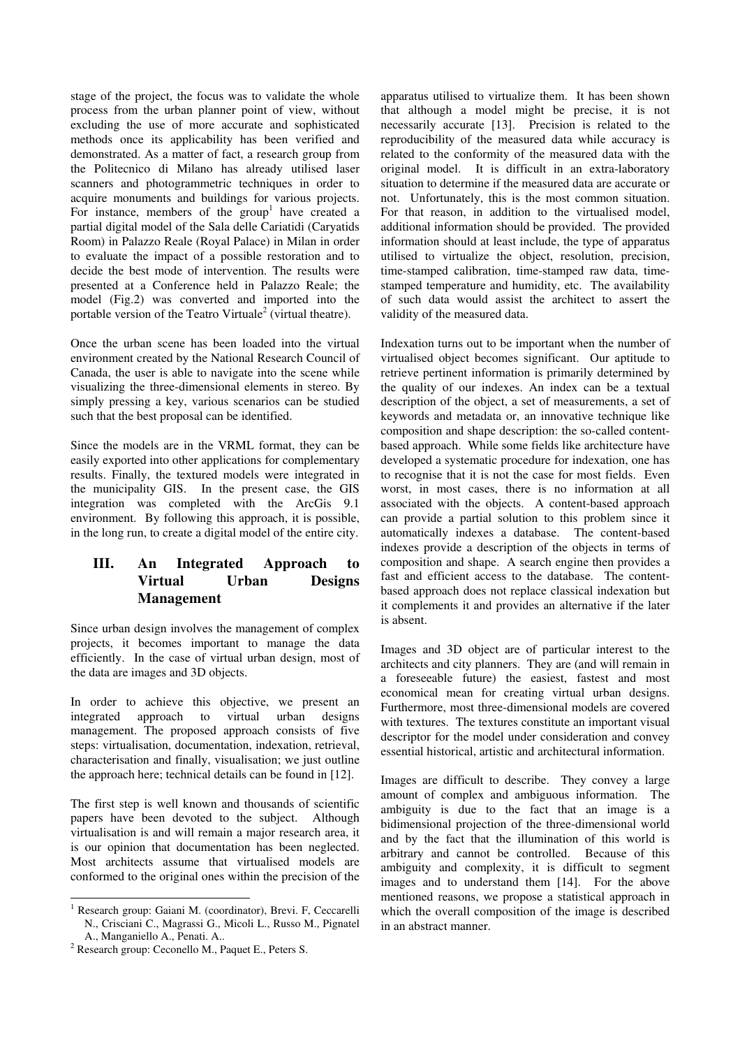stage of the project, the focus was to validate the whole process from the urban planner point of view, without excluding the use of more accurate and sophisticated methods once its applicability has been verified and demonstrated. As a matter of fact, a research group from the Politecnico di Milano has already utilised laser scanners and photogrammetric techniques in order to acquire monuments and buildings for various projects. For instance, members of the group[1] have created a partial digital model of the Sala delle Cariatidi (Caryatids Room) in Palazzo Reale (Royal Palace) in Milan in order to evaluate the impact of a possible restoration and to decide the best mode of intervention. The results were presented at a Conference held in Palazzo Reale; the model (Fig.2) was converted and imported into the portable version of the Teatro Virtuale[2] (virtual theatre).

Once the urban scene has been loaded into the virtual environment created by the National Research Council of Canada, the user is able to navigate into the scene while visualizing the three-dimensional elements in stereo. By simply pressing a key, various scenarios can be studied such that the best proposal can be identified.

Since the models are in the VRML format, they can be easily exported into other applications for complementary results. Finally, the textured models were integrated in the municipality GIS. In the present case, the GIS integration was completed with the ArcGis 9.1 environment. By following this approach, it is possible, in the long run, to create a digital model of the entire city.

## III. An Integrated Approach to Virtual Urban Designs Management

Since urban design involves the management of complex projects, it becomes important to manage the data efficiently. In the case of virtual urban design, most of the data are images and 3D objects.

In order to achieve this objective, we present an integrated approach to virtual urban designs management. The proposed approach consists of five steps: virtualisation, documentation, indexation, retrieval, characterisation and finally, visualisation; we just outline the approach here; technical details can be found in [12].

The first step is well known and thousands of scientific papers have been devoted to the subject. Although virtualisation is and will remain a major research area, it is our opinion that documentation has been neglected. Most architects assume that virtualised models are conformed to the original ones within the precision of the apparatus utilised to virtualize them. It has been shown that although a model might be precise, it is not necessarily accurate [13]. Precision is related to the reproducibility of the measured data while accuracy is related to the conformity of the measured data with the original model. It is difficult in an extra-laboratory situation to determine if the measured data are accurate or not. Unfortunately, this is the most common situation. For that reason, in addition to the virtualised model, additional information should be provided. The provided information should at least include, the type of apparatus utilised to virtualize the object, resolution, precision, time-stamped calibration, time-stamped raw data, time-stamped temperature and humidity, etc. The availability of such data would assist the architect to assert the validity of the measured data.

Indexation turns out to be important when the number of virtualised object becomes significant. Our aptitude to retrieve pertinent information is primarily determined by the quality of our indexes. An index can be a textual description of the object, a set of measurements, a set of keywords and metadata or, an innovative technique like composition and shape description: the so-called content-based approach. While some fields like architecture have developed a systematic procedure for indexation, one has to recognise that it is not the case for most fields. Even worst, in most cases, there is no information at all associated with the objects. A content-based approach can provide a partial solution to this problem since it automatically indexes a database. The content-based indexes provide a description of the objects in terms of composition and shape. A search engine then provides a fast and efficient access to the database. The content-based approach does not replace classical indexation but it complements it and provides an alternative if the later is absent.

Images and 3D object are of particular interest to the architects and city planners. They are (and will remain in a foreseeable future) the easiest, fastest and most economical mean for creating virtual urban designs. Furthermore, most three-dimensional models are covered with textures. The textures constitute an important visual descriptor for the model under consideration and convey essential historical, artistic and architectural information.

Images are difficult to describe. They convey a large amount of complex and ambiguous information. The ambiguity is due to the fact that an image is a bidimensional projection of the three-dimensional world and by the fact that the illumination of this world is arbitrary and cannot be controlled. Because of this ambiguity and complexity, it is difficult to segment images and to understand them [14]. For the above mentioned reasons, we propose a statistical approach in which the overall composition of the image is described in an abstract manner.

---

[1] Research group: Gaiani M. (coordinator), Brevi. F, Ceccarelli N., Crisciani C., Magrassi G., Micoli L., Russo M., Pignatel A., Manganiello A., Penati. A..

[2] Research group: Ceconello M., Paquet E., Peters S.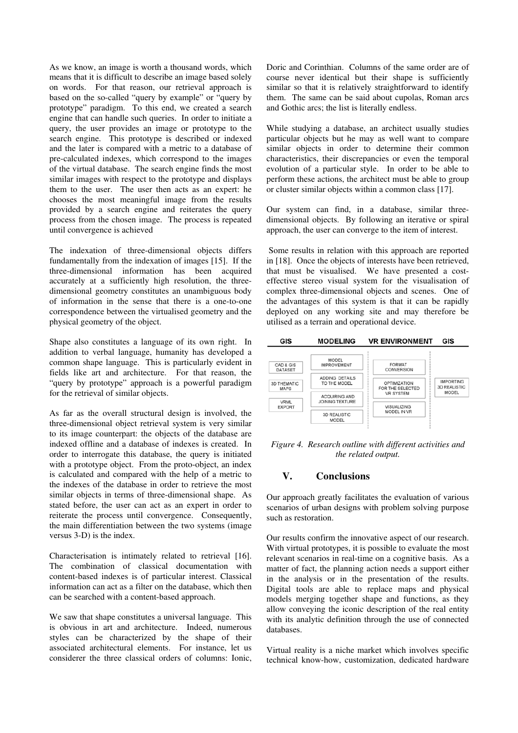As we know, an image is worth a thousand words, which means that it is difficult to describe an image based solely on words. For that reason, our retrieval approach is based on the so-called "query by example" or "query by prototype" paradigm. To this end, we created a search engine that can handle such queries. In order to initiate a query, the user provides an image or prototype to the search engine. This prototype is described or indexed and the later is compared with a metric to a database of pre-calculated indexes, which correspond to the images of the virtual database. The search engine finds the most similar images with respect to the prototype and displays them to the user. The user then acts as an expert: he chooses the most meaningful image from the results provided by a search engine and reiterates the query process from the chosen image. The process is repeated until convergence is achieved

The indexation of three-dimensional objects differs fundamentally from the indexation of images [15]. If the three-dimensional information has been acquired accurately at a sufficiently high resolution, the three-dimensional geometry constitutes an unambiguous body of information in the sense that there is a one-to-one correspondence between the virtualised geometry and the physical geometry of the object.

Shape also constitutes a language of its own right. In addition to verbal language, humanity has developed a common shape language. This is particularly evident in fields like art and architecture. For that reason, the "query by prototype" approach is a powerful paradigm for the retrieval of similar objects.

As far as the overall structural design is involved, the three-dimensional object retrieval system is very similar to its image counterpart: the objects of the database are indexed offline and a database of indexes is created. In order to interrogate this database, the query is initiated with a prototype object. From the proto-object, an index is calculated and compared with the help of a metric to the indexes of the database in order to retrieve the most similar objects in terms of three-dimensional shape. As stated before, the user can act as an expert in order to reiterate the process until convergence. Consequently, the main differentiation between the two systems (image versus 3-D) is the index.

Characterisation is intimately related to retrieval [16]. The combination of classical documentation with content-based indexes is of particular interest. Classical information can act as a filter on the database, which then can be searched with a content-based approach.

We saw that shape constitutes a universal language. This is obvious in art and architecture. Indeed, numerous styles can be characterized by the shape of their associated architectural elements. For instance, let us considerer the three classical orders of columns: Ionic, Doric and Corinthian. Columns of the same order are of course never identical but their shape is sufficiently similar so that it is relatively straightforward to identify them. The same can be said about cupolas, Roman arcs and Gothic arcs; the list is literally endless.

While studying a database, an architect usually studies particular objects but he may as well want to compare similar objects in order to determine their common characteristics, their discrepancies or even the temporal evolution of a particular style. In order to be able to perform these actions, the architect must be able to group or cluster similar objects within a common class [17].

Our system can find, in a database, similar three-dimensional objects. By following an iterative or spiral approach, the user can converge to the item of interest.

Some results in relation with this approach are reported in [18]. Once the objects of interests have been retrieved, that must be visualised. We have presented a cost-effective stereo visual system for the visualisation of complex three-dimensional objects and scenes. One of the advantages of this system is that it can be rapidly deployed on any working site and may therefore be utilised as a terrain and operational device.

| GIS | MODELING | VR ENVIRONMENT | GIS |
| --- | --- | --- | --- |
| CAD & GIS DATASET | MODEL IMPROVEMENT | FORMAT CONVERSION | IMPORTING 3D REALISTIC MODEL |
| 3D THEMATIC MAPS | ADDING DETAILS TO THE MODEL | OPTIMIZATION FOR THE SELECTED VR SYSTEM | |
| VRML EXPORT | ACQUIRING AND JOINING TEXTURE | VISUALIZING MODEL IN VR | |
| | 3D REALISTIC MODEL | | |

*Figure 4. Research outline with different activities and the related output.*

## V. Conclusions

Our approach greatly facilitates the evaluation of various scenarios of urban designs with problem solving purpose such as restoration.

Our results confirm the innovative aspect of our research. With virtual prototypes, it is possible to evaluate the most relevant scenarios in real-time on a cognitive basis. As a matter of fact, the planning action needs a support either in the analysis or in the presentation of the results. Digital tools are able to replace maps and physical models merging together shape and functions, as they allow conveying the iconic description of the real entity with its analytic definition through the use of connected databases.

Virtual reality is a niche market which involves specific technical know-how, customization, dedicated hardware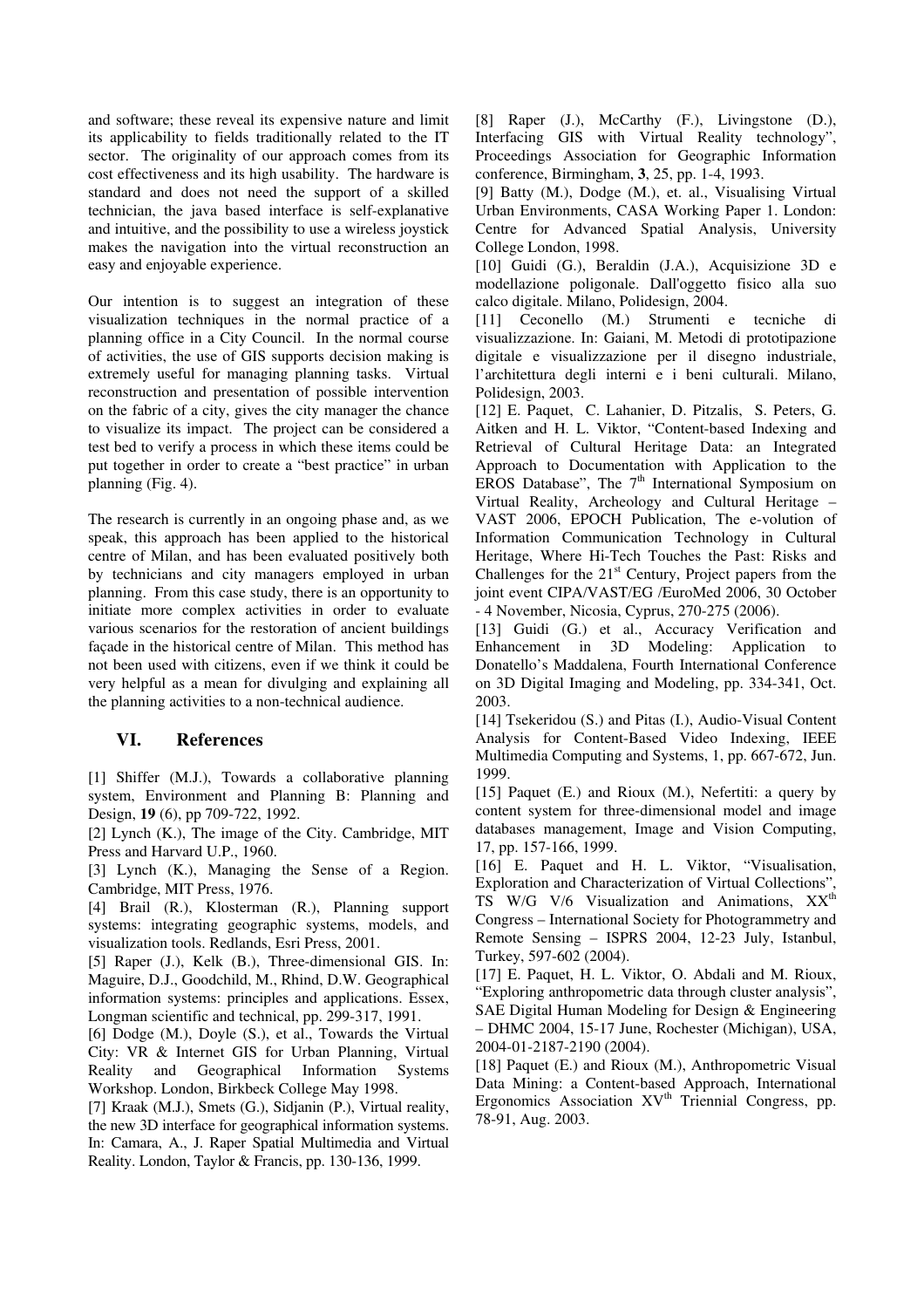and software; these reveal its expensive nature and limit its applicability to fields traditionally related to the IT sector. The originality of our approach comes from its cost effectiveness and its high usability. The hardware is standard and does not need the support of a skilled technician, the java based interface is self-explanative and intuitive, and the possibility to use a wireless joystick makes the navigation into the virtual reconstruction an easy and enjoyable experience.

Our intention is to suggest an integration of these visualization techniques in the normal practice of a planning office in a City Council. In the normal course of activities, the use of GIS supports decision making is extremely useful for managing planning tasks. Virtual reconstruction and presentation of possible intervention on the fabric of a city, gives the city manager the chance to visualize its impact. The project can be considered a test bed to verify a process in which these items could be put together in order to create a "best practice" in urban planning (Fig. 4).

The research is currently in an ongoing phase and, as we speak, this approach has been applied to the historical centre of Milan, and has been evaluated positively both by technicians and city managers employed in urban planning. From this case study, there is an opportunity to initiate more complex activities in order to evaluate various scenarios for the restoration of ancient buildings façade in the historical centre of Milan. This method has not been used with citizens, even if we think it could be very helpful as a mean for divulging and explaining all the planning activities to a non-technical audience.

## VI. References

[1] Shiffer (M.J.), Towards a collaborative planning system, Environment and Planning B: Planning and Design, **19** (6), pp 709-722, 1992.

[2] Lynch (K.), The image of the City. Cambridge, MIT Press and Harvard U.P., 1960.

[3] Lynch (K.), Managing the Sense of a Region. Cambridge, MIT Press, 1976.

[4] Brail (R.), Klosterman (R.), Planning support systems: integrating geographic systems, models, and visualization tools. Redlands, Esri Press, 2001.

[5] Raper (J.), Kelk (B.), Three-dimensional GIS. In: Maguire, D.J., Goodchild, M., Rhind, D.W. Geographical information systems: principles and applications. Essex, Longman scientific and technical, pp. 299-317, 1991.

[6] Dodge (M.), Doyle (S.), et al., Towards the Virtual City: VR & Internet GIS for Urban Planning, Virtual Reality and Geographical Information Systems Workshop. London, Birkbeck College May 1998.

[7] Kraak (M.J.), Smets (G.), Sidjanin (P.), Virtual reality, the new 3D interface for geographical information systems. In: Camara, A., J. Raper Spatial Multimedia and Virtual Reality. London, Taylor & Francis, pp. 130-136, 1999.

[8] Raper (J.), McCarthy (F.), Livingstone (D.), Interfacing GIS with Virtual Reality technology", Proceedings Association for Geographic Information conference, Birmingham, **3**, 25, pp. 1-4, 1993.

[9] Batty (M.), Dodge (M.), et. al., Visualising Virtual Urban Environments, CASA Working Paper 1. London: Centre for Advanced Spatial Analysis, University College London, 1998.

[10] Guidi (G.), Beraldin (J.A.), Acquisizione 3D e modellazione poligonale. Dall'oggetto fisico alla suo calco digitale. Milano, Polidesign, 2004.

[11] Ceconello (M.) Strumenti e tecniche di visualizzazione. In: Gaiani, M. Metodi di prototipazione digitale e visualizzazione per il disegno industriale, l'architettura degli interni e i beni culturali. Milano, Polidesign, 2003.

[12] E. Paquet, C. Lahanier, D. Pitzalis, S. Peters, G. Aitken and H. L. Viktor, "Content-based Indexing and Retrieval of Cultural Heritage Data: an Integrated Approach to Documentation with Application to the EROS Database", The 7th International Symposium on Virtual Reality, Archeology and Cultural Heritage – VAST 2006, EPOCH Publication, The e-volution of Information Communication Technology in Cultural Heritage, Where Hi-Tech Touches the Past: Risks and Challenges for the 21st Century, Project papers from the joint event CIPA/VAST/EG /EuroMed 2006, 30 October - 4 November, Nicosia, Cyprus, 270-275 (2006).

[13] Guidi (G.) et al., Accuracy Verification and Enhancement in 3D Modeling: Application to Donatello's Maddalena, Fourth International Conference on 3D Digital Imaging and Modeling, pp. 334-341, Oct. 2003.

[14] Tsekeridou (S.) and Pitas (I.), Audio-Visual Content Analysis for Content-Based Video Indexing, IEEE Multimedia Computing and Systems, 1, pp. 667-672, Jun. 1999.

[15] Paquet (E.) and Rioux (M.), Nefertiti: a query by content system for three-dimensional model and image databases management, Image and Vision Computing, 17, pp. 157-166, 1999.

[16] E. Paquet and H. L. Viktor, "Visualisation, Exploration and Characterization of Virtual Collections", TS W/G V/6 Visualization and Animations, XXth Congress – International Society for Photogrammetry and Remote Sensing – ISPRS 2004, 12-23 July, Istanbul, Turkey, 597-602 (2004).

[17] E. Paquet, H. L. Viktor, O. Abdali and M. Rioux, "Exploring anthropometric data through cluster analysis", SAE Digital Human Modeling for Design & Engineering – DHMC 2004, 15-17 June, Rochester (Michigan), USA, 2004-01-2187-2190 (2004).

[18] Paquet (E.) and Rioux (M.), Anthropometric Visual Data Mining: a Content-based Approach, International Ergonomics Association XVth Triennial Congress, pp. 78-91, Aug. 2003.